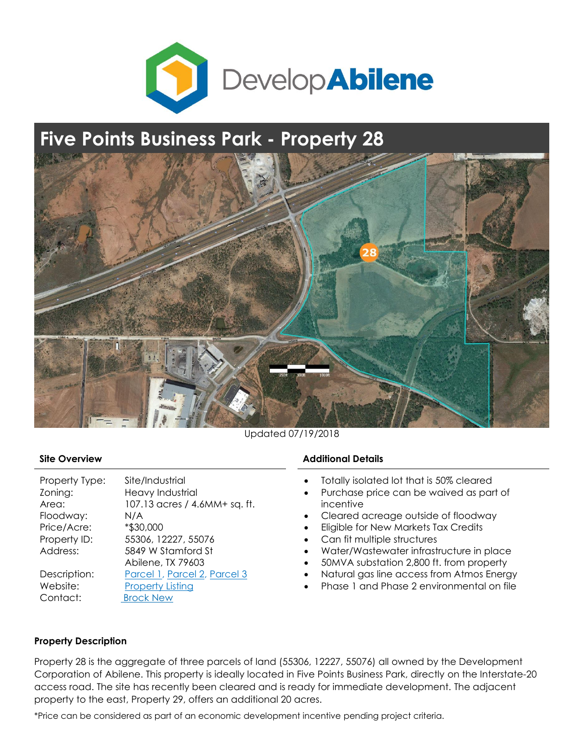DevelopAbilene

# Five Points Business Park - Property 28

Updated 07/19/2018

## Site Overview

| | |
|---|---|
| Property Type: | Site/Industrial |
| Zoning: | Heavy Industrial |
| Area: | 107.13 acres / 4.6MM+ sq. ft. |
| Floodway: | N/A |
| Price/Acre: | *$30,000 |
| Property ID: | 55306, 12227, 55076 |
| Address: | 5849 W Stamford St<br>Abilene, TX 79603 |
| Description: | Parcel 1, Parcel 2, Parcel 3 |
| Website: | Property Listing |
| Contact: | Brock New |

## Additional Details

- Totally isolated lot that is 50% cleared
- Purchase price can be waived as part of incentive
- Cleared acreage outside of floodway
- Eligible for New Markets Tax Credits
- Can fit multiple structures
- Water/Wastewater infrastructure in place
- 50MVA substation 2,800 ft. from property
- Natural gas line access from Atmos Energy
- Phase 1 and Phase 2 environmental on file

## Property Description

Property 28 is the aggregate of three parcels of land (55306, 12227, 55076) all owned by the Development Corporation of Abilene. This property is ideally located in Five Points Business Park, directly on the Interstate-20 access road. The site has recently been cleared and is ready for immediate development. The adjacent property to the east, Property 29, offers an additional 20 acres.

*Price can be considered as part of an economic development incentive pending project criteria.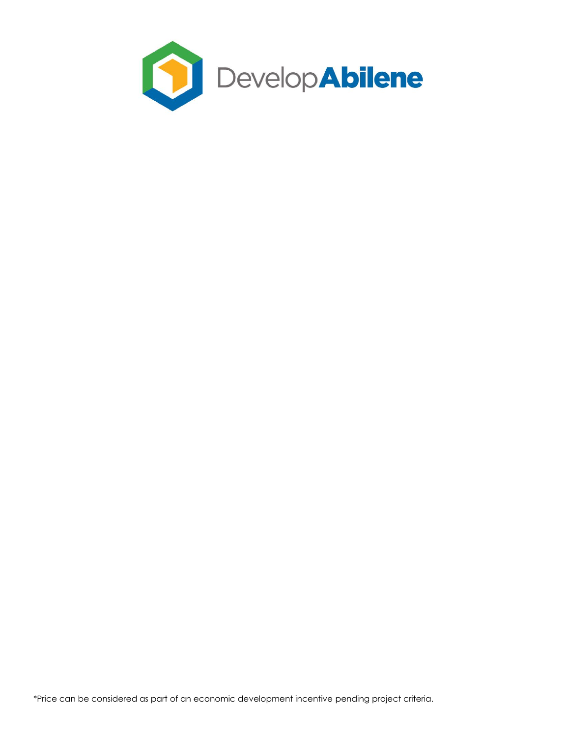*Price can be considered as part of an economic development incentive pending project criteria.